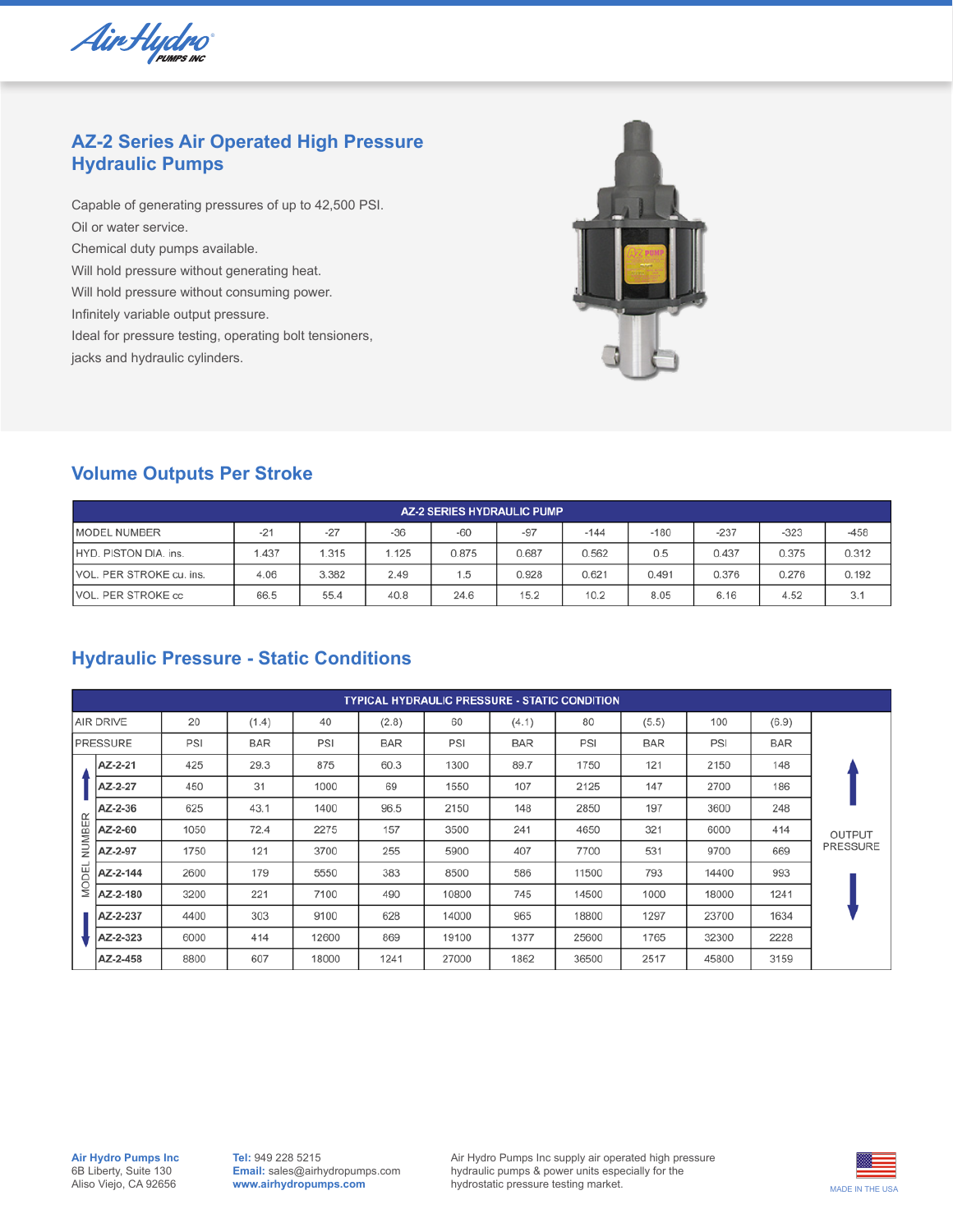# AZ-2 Series Air Operated High Pressure Hydraulic Pumps

Capable of generating pressures of up to 42,500 PSI.
Oil or water service.
Chemical duty pumps available.
Will hold pressure without generating heat.
Will hold pressure without consuming power.
Infinitely variable output pressure.
Ideal for pressure testing, operating bolt tensioners, jacks and hydraulic cylinders.

## Volume Outputs Per Stroke

| AZ-2 SERIES HYDRAULIC PUMP | | | | | | | | | | |
|---|---|---|---|---|---|---|---|---|---|---|
| MODEL NUMBER | -21 | -27 | -36 | -60 | -97 | -144 | -180 | -237 | -323 | -458 |
| HYD. PISTON DIA. ins. | 1.437 | 1.315 | 1.125 | 0.875 | 0.687 | 0.562 | 0.5 | 0.437 | 0.375 | 0.312 |
| VOL. PER STROKE cu. ins. | 4.06 | 3.382 | 2.49 | 1.5 | 0.928 | 0.621 | 0.491 | 0.376 | 0.276 | 0.192 |
| VOL. PER STROKE cc | 66.5 | 55.4 | 40.8 | 24.6 | 15.2 | 10.2 | 8.05 | 6.16 | 4.52 | 3.1 |

## Hydraulic Pressure - Static Conditions

| TYPICAL HYDRAULIC PRESSURE - STATIC CONDITION | | | | | | | | | | |
|---|---|---|---|---|---|---|---|---|---|---|
| AIR DRIVE | 20 | (1.4) | 40 | (2.8) | 60 | (4.1) | 80 | (5.5) | 100 | (6.9) |
| PRESSURE | PSI | BAR | PSI | BAR | PSI | BAR | PSI | BAR | PSI | BAR |
| AZ-2-21 | 425 | 29.3 | 875 | 60.3 | 1300 | 89.7 | 1750 | 121 | 2150 | 148 |
| AZ-2-27 | 450 | 31 | 1000 | 69 | 1550 | 107 | 2125 | 147 | 2700 | 186 |
| AZ-2-36 | 625 | 43.1 | 1400 | 96.5 | 2150 | 148 | 2850 | 197 | 3600 | 248 |
| AZ-2-60 | 1050 | 72.4 | 2275 | 157 | 3500 | 241 | 4650 | 321 | 6000 | 414 |
| AZ-2-97 | 1750 | 121 | 3700 | 255 | 5900 | 407 | 7700 | 531 | 9700 | 669 |
| AZ-2-144 | 2600 | 179 | 5550 | 383 | 8500 | 586 | 11500 | 793 | 14400 | 993 |
| AZ-2-180 | 3200 | 221 | 7100 | 490 | 10800 | 745 | 14500 | 1000 | 18000 | 1241 |
| AZ-2-237 | 4400 | 303 | 9100 | 628 | 14000 | 965 | 18800 | 1297 | 23700 | 1634 |
| AZ-2-323 | 6000 | 414 | 12600 | 869 | 19100 | 1377 | 25600 | 1765 | 32300 | 2228 |
| AZ-2-458 | 8800 | 607 | 18000 | 1241 | 27000 | 1862 | 36500 | 2517 | 45800 | 3159 |

MODEL NUMBER

OUTPUT PRESSURE

**Air Hydro Pumps Inc**
6B Liberty, Suite 130
Aliso Viejo, CA 92656

**Tel:** 949 228 5215
**Email:** sales@airhydropumps.com
**www.airhydropumps.com**

Air Hydro Pumps Inc supply air operated high pressure hydraulic pumps & power units especially for the hydrostatic pressure testing market.

MADE IN THE USA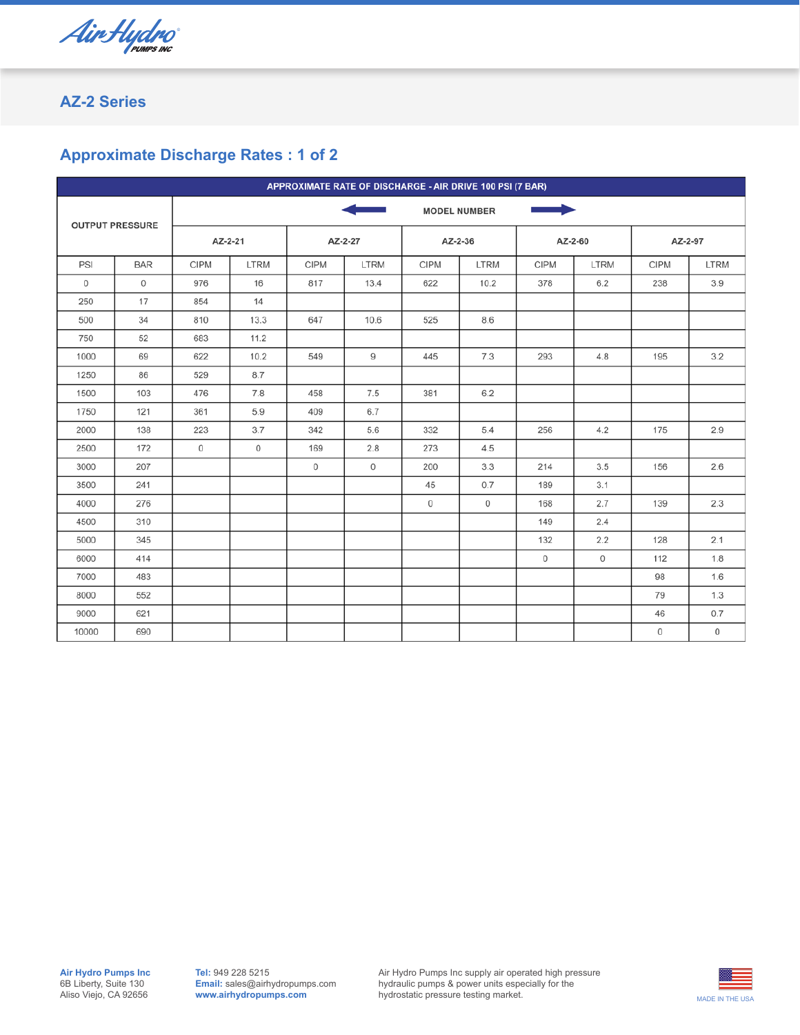## AZ-2 Series

## Approximate Discharge Rates : 1 of 2

| APPROXIMATE RATE OF DISCHARGE - AIR DRIVE 100 PSI (7 BAR) | | | | | | | | | | | |
|---|---|---|---|---|---|---|---|---|---|---|---|
| OUTPUT PRESSURE | | MODEL NUMBER | | | | | | | | | |
| | | AZ-2-21 | | AZ-2-27 | | AZ-2-36 | | AZ-2-60 | | AZ-2-97 | |
| PSI | BAR | CIPM | LTRM | CIPM | LTRM | CIPM | LTRM | CIPM | LTRM | CIPM | LTRM |
| 0 | 0 | 976 | 16 | 817 | 13.4 | 622 | 10.2 | 378 | 6.2 | 238 | 3.9 |
| 250 | 17 | 854 | 14 | | | | | | | | |
| 500 | 34 | 810 | 13.3 | 647 | 10.6 | 525 | 8.6 | | | | |
| 750 | 52 | 683 | 11.2 | | | | | | | | |
| 1000 | 69 | 622 | 10.2 | 549 | 9 | 445 | 7.3 | 293 | 4.8 | 195 | 3.2 |
| 1250 | 86 | 529 | 8.7 | | | | | | | | |
| 1500 | 103 | 476 | 7.8 | 458 | 7.5 | 381 | 6.2 | | | | |
| 1750 | 121 | 361 | 5.9 | 409 | 6.7 | | | | | | |
| 2000 | 138 | 223 | 3.7 | 342 | 5.6 | 332 | 5.4 | 256 | 4.2 | 175 | 2.9 |
| 2500 | 172 | 0 | 0 | 169 | 2.8 | 273 | 4.5 | | | | |
| 3000 | 207 | | | 0 | 0 | 200 | 3.3 | 214 | 3.5 | 156 | 2.6 |
| 3500 | 241 | | | | | 45 | 0.7 | 189 | 3.1 | | |
| 4000 | 276 | | | | | 0 | 0 | 168 | 2.7 | 139 | 2.3 |
| 4500 | 310 | | | | | | | 149 | 2.4 | | |
| 5000 | 345 | | | | | | | 132 | 2.2 | 128 | 2.1 |
| 6000 | 414 | | | | | | | 0 | 0 | 112 | 1.8 |
| 7000 | 483 | | | | | | | | | 98 | 1.6 |
| 8000 | 552 | | | | | | | | | 79 | 1.3 |
| 9000 | 621 | | | | | | | | | 46 | 0.7 |
| 10000 | 690 | | | | | | | | | 0 | 0 |

**Air Hydro Pumps Inc**
6B Liberty, Suite 130
Aliso Viejo, CA 92656

**Tel:** 949 228 5215
**Email:** sales@airhydropumps.com
**www.airhydropumps.com**

Air Hydro Pumps Inc supply air operated high pressure hydraulic pumps & power units especially for the hydrostatic pressure testing market.

MADE IN THE USA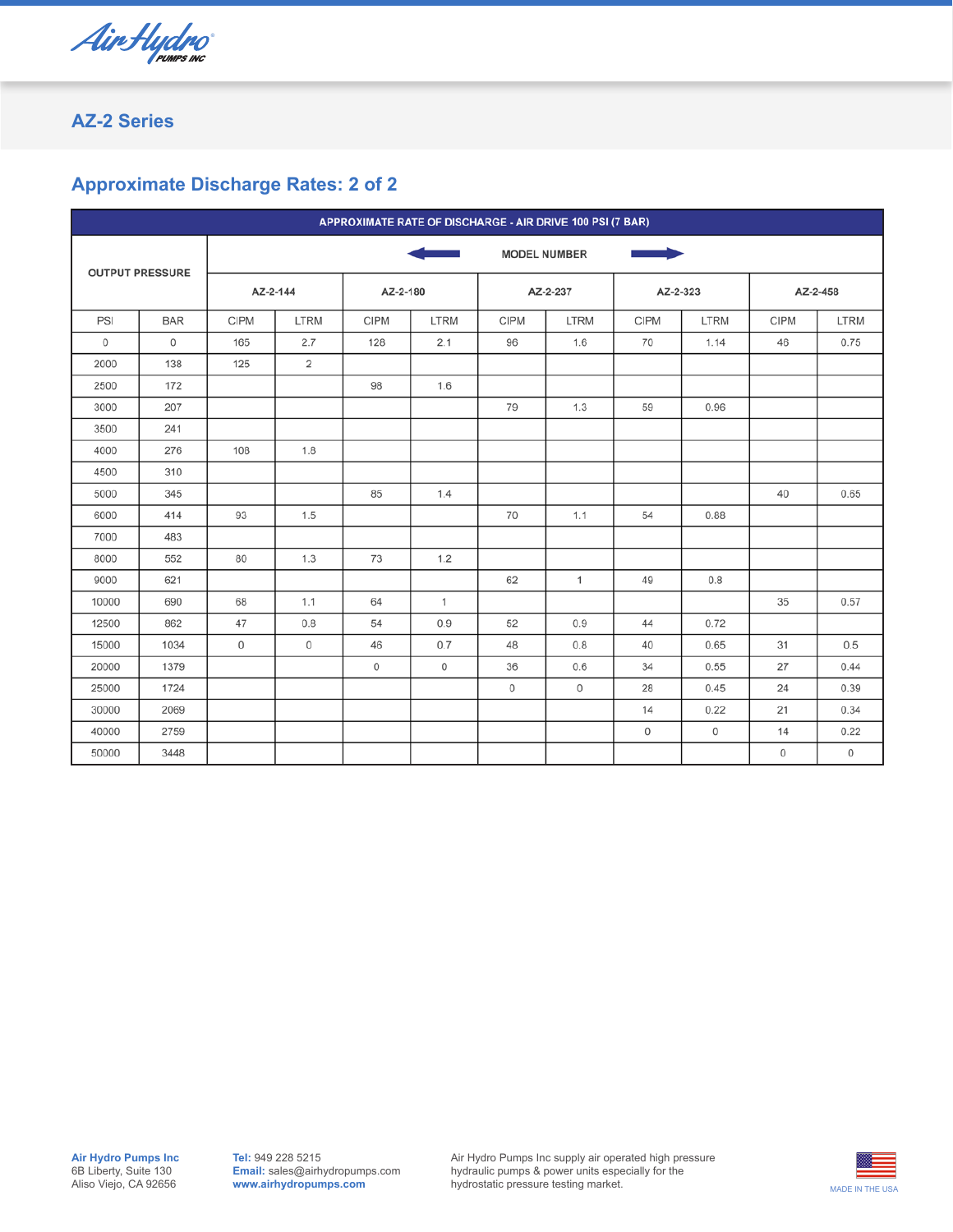## AZ-2 Series

## Approximate Discharge Rates: 2 of 2

| APPROXIMATE RATE OF DISCHARGE - AIR DRIVE 100 PSI (7 BAR) | | | | | | | | | | | |
|---|---|---|---|---|---|---|---|---|---|---|---|
| OUTPUT PRESSURE | | MODEL NUMBER | | | | | | | | | |
| | | AZ-2-144 | | AZ-2-180 | | AZ-2-237 | | AZ-2-323 | | AZ-2-458 | |
| PSI | BAR | CIPM | LTRM | CIPM | LTRM | CIPM | LTRM | CIPM | LTRM | CIPM | LTRM |
| 0 | 0 | 165 | 2.7 | 128 | 2.1 | 96 | 1.6 | 70 | 1.14 | 46 | 0.75 |
| 2000 | 138 | 125 | 2 | | | | | | | | |
| 2500 | 172 | | | 98 | 1.6 | | | | | | |
| 3000 | 207 | | | | | 79 | 1.3 | 59 | 0.96 | | |
| 3500 | 241 | | | | | | | | | | |
| 4000 | 276 | 108 | 1.8 | | | | | | | | |
| 4500 | 310 | | | | | | | | | | |
| 5000 | 345 | | | 85 | 1.4 | | | | | 40 | 0.65 |
| 6000 | 414 | 93 | 1.5 | | | 70 | 1.1 | 54 | 0.88 | | |
| 7000 | 483 | | | | | | | | | | |
| 8000 | 552 | 80 | 1.3 | 73 | 1.2 | | | | | | |
| 9000 | 621 | | | | | 62 | 1 | 49 | 0.8 | | |
| 10000 | 690 | 68 | 1.1 | 64 | 1 | | | | | 35 | 0.57 |
| 12500 | 862 | 47 | 0.8 | 54 | 0.9 | 52 | 0.9 | 44 | 0.72 | | |
| 15000 | 1034 | 0 | 0 | 46 | 0.7 | 48 | 0.8 | 40 | 0.65 | 31 | 0.5 |
| 20000 | 1379 | | | 0 | 0 | 36 | 0.6 | 34 | 0.55 | 27 | 0.44 |
| 25000 | 1724 | | | | | 0 | 0 | 28 | 0.45 | 24 | 0.39 |
| 30000 | 2069 | | | | | | | 14 | 0.22 | 21 | 0.34 |
| 40000 | 2759 | | | | | | | 0 | 0 | 14 | 0.22 |
| 50000 | 3448 | | | | | | | | | 0 | 0 |

**Air Hydro Pumps Inc**
6B Liberty, Suite 130
Aliso Viejo, CA 92656

**Tel:** 949 228 5215
**Email:** sales@airhydropumps.com
**www.airhydropumps.com**

Air Hydro Pumps Inc supply air operated high pressure hydraulic pumps & power units especially for the hydrostatic pressure testing market.

MADE IN THE USA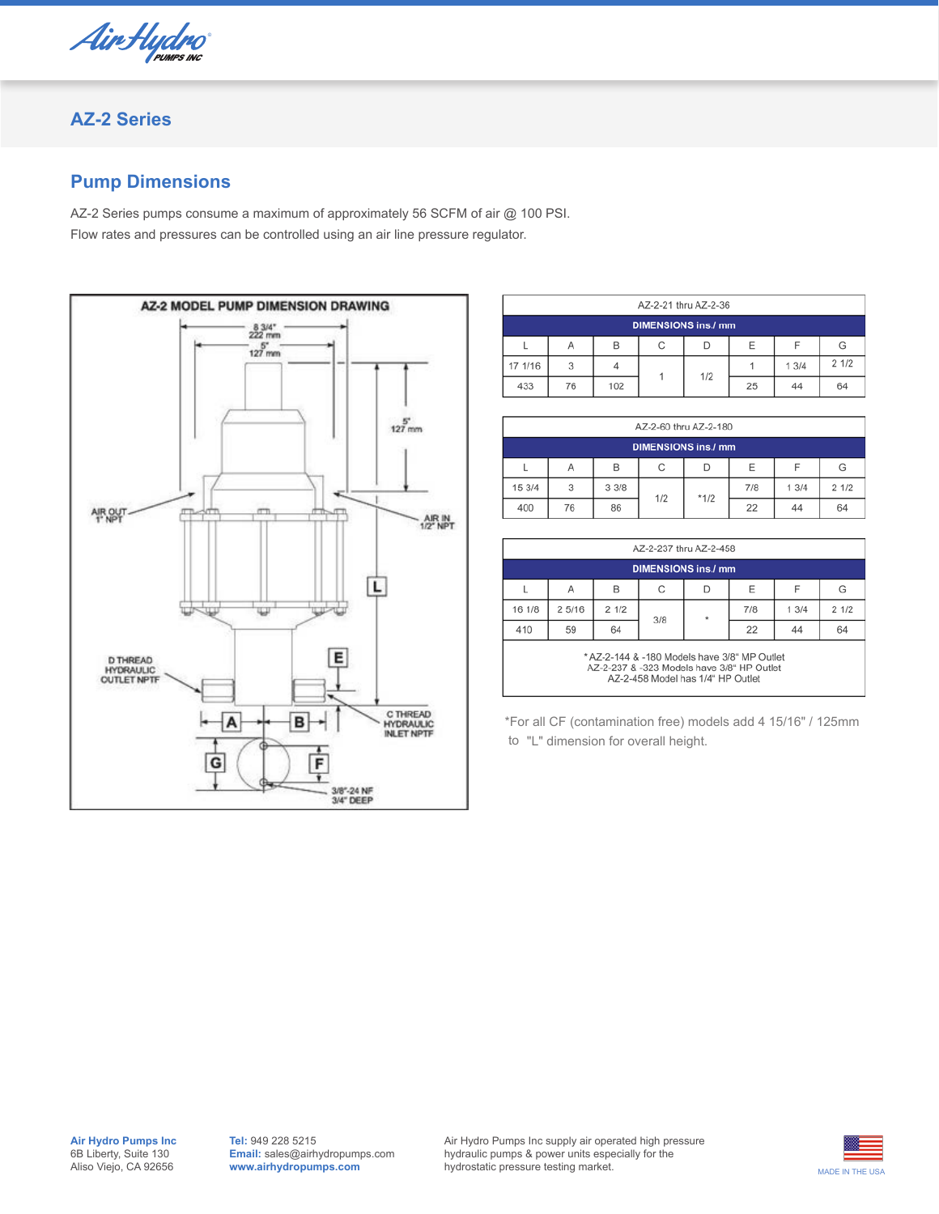## AZ-2 Series

## Pump Dimensions

AZ-2 Series pumps consume a maximum of approximately 56 SCFM of air @ 100 PSI.
Flow rates and pressures can be controlled using an air line pressure regulator.

AZ-2 MODEL PUMP DIMENSION DRAWING

8 3/4"
222 mm
5"
127 mm
5"
127 mm
AIR OUT
1" NPT
AIR IN
1/2" NPT
L
D THREAD
HYDRAULIC
OUTLET NPTF
E
C THREAD
HYDRAULIC
INLET NPTF
A
B
G
F
3/8"-24 NF
3/4" DEEP

AZ-2-21 thru AZ-2-36

| DIMENSIONS ins./ mm | | | | | | | |
|---|---|---|---|---|---|---|---|
| L | A | B | C | D | E | F | G |
| 17 1/16 | 3 | 4 | 1 | 1/2 | 1 | 1 3/4 | 2 1/2 |
| 433 | 76 | 102 | | | 25 | 44 | 64 |

AZ-2-60 thru AZ-2-180

| DIMENSIONS ins./ mm | | | | | | | |
|---|---|---|---|---|---|---|---|
| L | A | B | C | D | E | F | G |
| 15 3/4 | 3 | 3 3/8 | 1/2 | *1/2 | 7/8 | 1 3/4 | 2 1/2 |
| 400 | 76 | 86 | | | 22 | 44 | 64 |

AZ-2-237 thru AZ-2-458

| DIMENSIONS ins./ mm | | | | | | | |
|---|---|---|---|---|---|---|---|
| L | A | B | C | D | E | F | G |
| 16 1/8 | 2 5/16 | 2 1/2 | 3/8 | * | 7/8 | 1 3/4 | 2 1/2 |
| 410 | 59 | 64 | | | 22 | 44 | 64 |

*AZ-2-144 & -180 Models have 3/8" MP Outlet
AZ-2-237 & -323 Models have 3/8" HP Outlet
AZ-2-458 Model has 1/4" HP Outlet

*For all CF (contamination free) models add 4 15/16" / 125mm to "L" dimension for overall height.

**Air Hydro Pumps Inc**
6B Liberty, Suite 130
Aliso Viejo, CA 92656

**Tel:** 949 228 5215
**Email:** sales@airhydropumps.com
**www.airhydropumps.com**

Air Hydro Pumps Inc supply air operated high pressure hydraulic pumps & power units especially for the hydrostatic pressure testing market.

MADE IN THE USA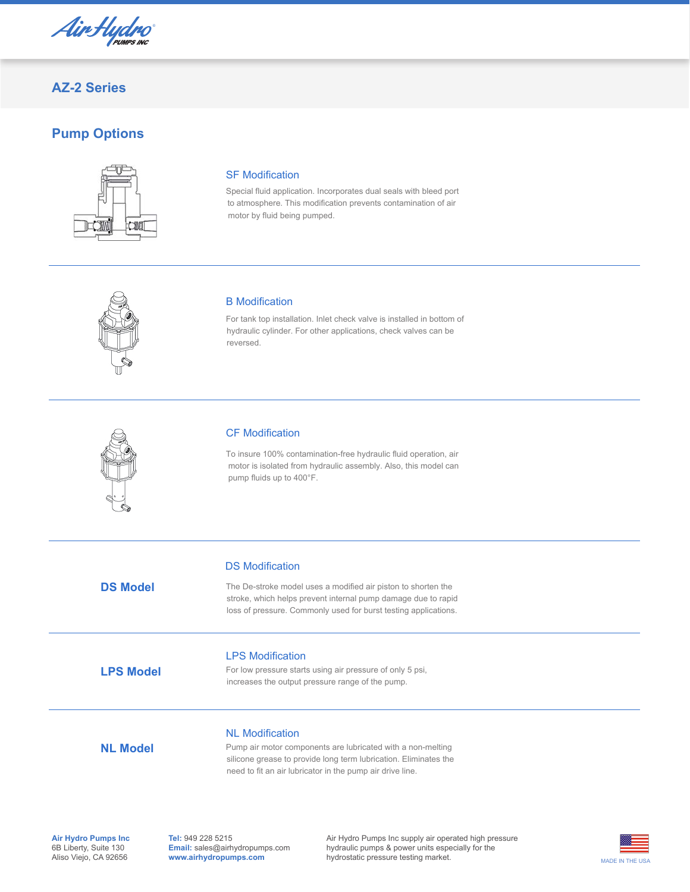## AZ-2 Series

## Pump Options

### SF Modification

Special fluid application. Incorporates dual seals with bleed port to atmosphere. This modification prevents contamination of air motor by fluid being pumped.

---

### B Modification

For tank top installation. Inlet check valve is installed in bottom of hydraulic cylinder. For other applications, check valves can be reversed.

---

### CF Modification

To insure 100% contamination-free hydraulic fluid operation, air motor is isolated from hydraulic assembly. Also, this model can pump fluids up to 400°F.

---

**DS Model**

### DS Modification

The De-stroke model uses a modified air piston to shorten the stroke, which helps prevent internal pump damage due to rapid loss of pressure. Commonly used for burst testing applications.

---

**LPS Model**

### LPS Modification

For low pressure starts using air pressure of only 5 psi, increases the output pressure range of the pump.

---

**NL Model**

### NL Modification

Pump air motor components are lubricated with a non-melting silicone grease to provide long term lubrication. Eliminates the need to fit an air lubricator in the pump air drive line.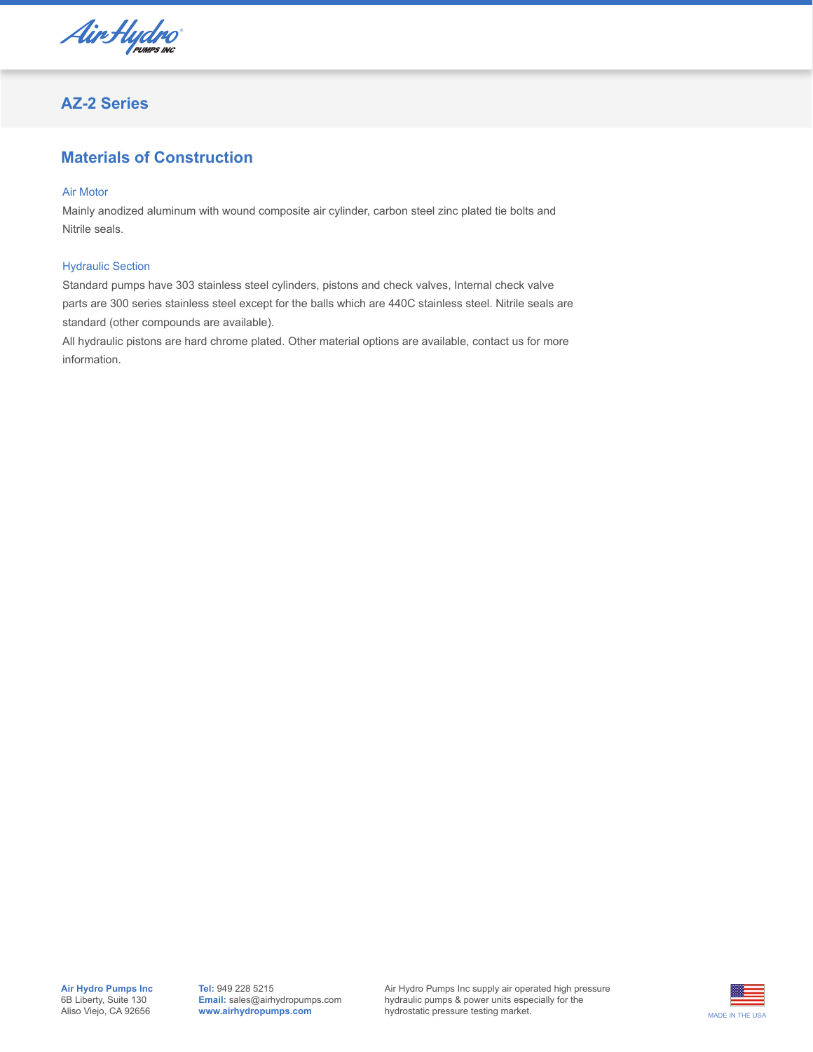## AZ-2 Series

## Materials of Construction

### Air Motor

Mainly anodized aluminum with wound composite air cylinder, carbon steel zinc plated tie bolts and Nitrile seals.

### Hydraulic Section

Standard pumps have 303 stainless steel cylinders, pistons and check valves, Internal check valve parts are 300 series stainless steel except for the balls which are 440C stainless steel. Nitrile seals are standard (other compounds are available).

All hydraulic pistons are hard chrome plated. Other material options are available, contact us for more information.